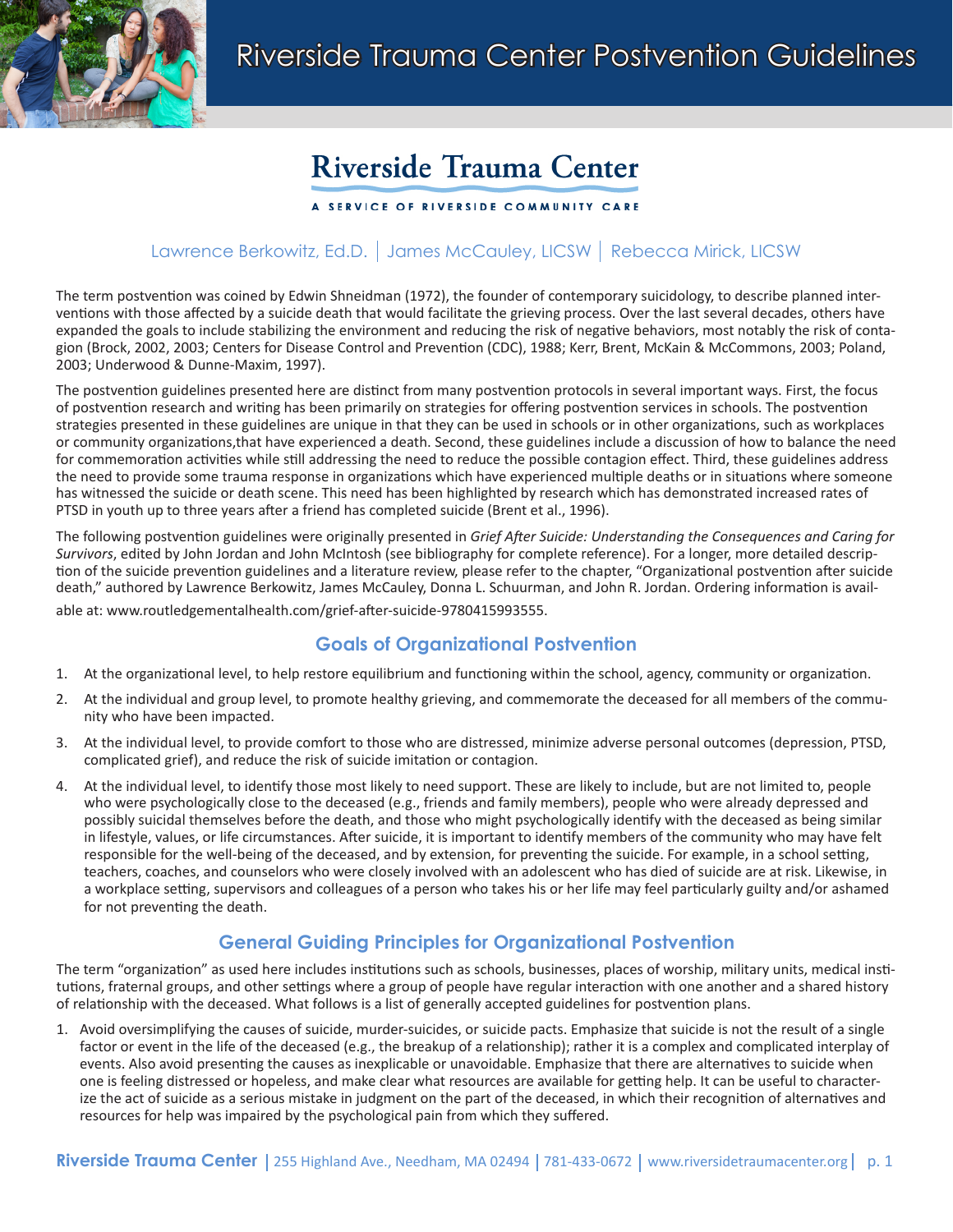# Riverside Trauma Center Postvention Guidelines

**Riverside Trauma Center**

A SERVICE OF RIVERSIDE COMMUNITY CARE

Lawrence Berkowitz, Ed.D. | James McCauley, LICSW | Rebecca Mirick, LICSW

The term postvention was coined by Edwin Shneidman (1972), the founder of contemporary suicidology, to describe planned interventions with those affected by a suicide death that would facilitate the grieving process. Over the last several decades, others have expanded the goals to include stabilizing the environment and reducing the risk of negative behaviors, most notably the risk of contagion (Brock, 2002, 2003; Centers for Disease Control and Prevention (CDC), 1988; Kerr, Brent, McKain & McCommons, 2003; Poland, 2003; Underwood & Dunne-Maxim, 1997).

The postvention guidelines presented here are distinct from many postvention protocols in several important ways. First, the focus of postvention research and writing has been primarily on strategies for offering postvention services in schools. The postvention strategies presented in these guidelines are unique in that they can be used in schools or in other organizations, such as workplaces or community organizations,that have experienced a death. Second, these guidelines include a discussion of how to balance the need for commemoration activities while still addressing the need to reduce the possible contagion effect. Third, these guidelines address the need to provide some trauma response in organizations which have experienced multiple deaths or in situations where someone has witnessed the suicide or death scene. This need has been highlighted by research which has demonstrated increased rates of PTSD in youth up to three years after a friend has completed suicide (Brent et al., 1996).

The following postvention guidelines were originally presented in *Grief After Suicide: Understanding the Consequences and Caring for Survivors*, edited by John Jordan and John McIntosh (see bibliography for complete reference). For a longer, more detailed description of the suicide prevention guidelines and a literature review, please refer to the chapter, "Organizational postvention after suicide death," authored by Lawrence Berkowitz, James McCauley, Donna L. Schuurman, and John R. Jordan. Ordering information is available at: www.routledgementalhealth.com/grief-after-suicide-9780415993555.

## Goals of Organizational Postvention

1. At the organizational level, to help restore equilibrium and functioning within the school, agency, community or organization.
2. At the individual and group level, to promote healthy grieving, and commemorate the deceased for all members of the community who have been impacted.
3. At the individual level, to provide comfort to those who are distressed, minimize adverse personal outcomes (depression, PTSD, complicated grief), and reduce the risk of suicide imitation or contagion.
4. At the individual level, to identify those most likely to need support. These are likely to include, but are not limited to, people who were psychologically close to the deceased (e.g., friends and family members), people who were already depressed and possibly suicidal themselves before the death, and those who might psychologically identify with the deceased as being similar in lifestyle, values, or life circumstances. After suicide, it is important to identify members of the community who may have felt responsible for the well-being of the deceased, and by extension, for preventing the suicide. For example, in a school setting, teachers, coaches, and counselors who were closely involved with an adolescent who has died of suicide are at risk. Likewise, in a workplace setting, supervisors and colleagues of a person who takes his or her life may feel particularly guilty and/or ashamed for not preventing the death.

## General Guiding Principles for Organizational Postvention

The term "organization" as used here includes institutions such as schools, businesses, places of worship, military units, medical institutions, fraternal groups, and other settings where a group of people have regular interaction with one another and a shared history of relationship with the deceased. What follows is a list of generally accepted guidelines for postvention plans.

1. Avoid oversimplifying the causes of suicide, murder-suicides, or suicide pacts. Emphasize that suicide is not the result of a single factor or event in the life of the deceased (e.g., the breakup of a relationship); rather it is a complex and complicated interplay of events. Also avoid presenting the causes as inexplicable or unavoidable. Emphasize that there are alternatives to suicide when one is feeling distressed or hopeless, and make clear what resources are available for getting help. It can be useful to characterize the act of suicide as a serious mistake in judgment on the part of the deceased, in which their recognition of alternatives and resources for help was impaired by the psychological pain from which they suffered.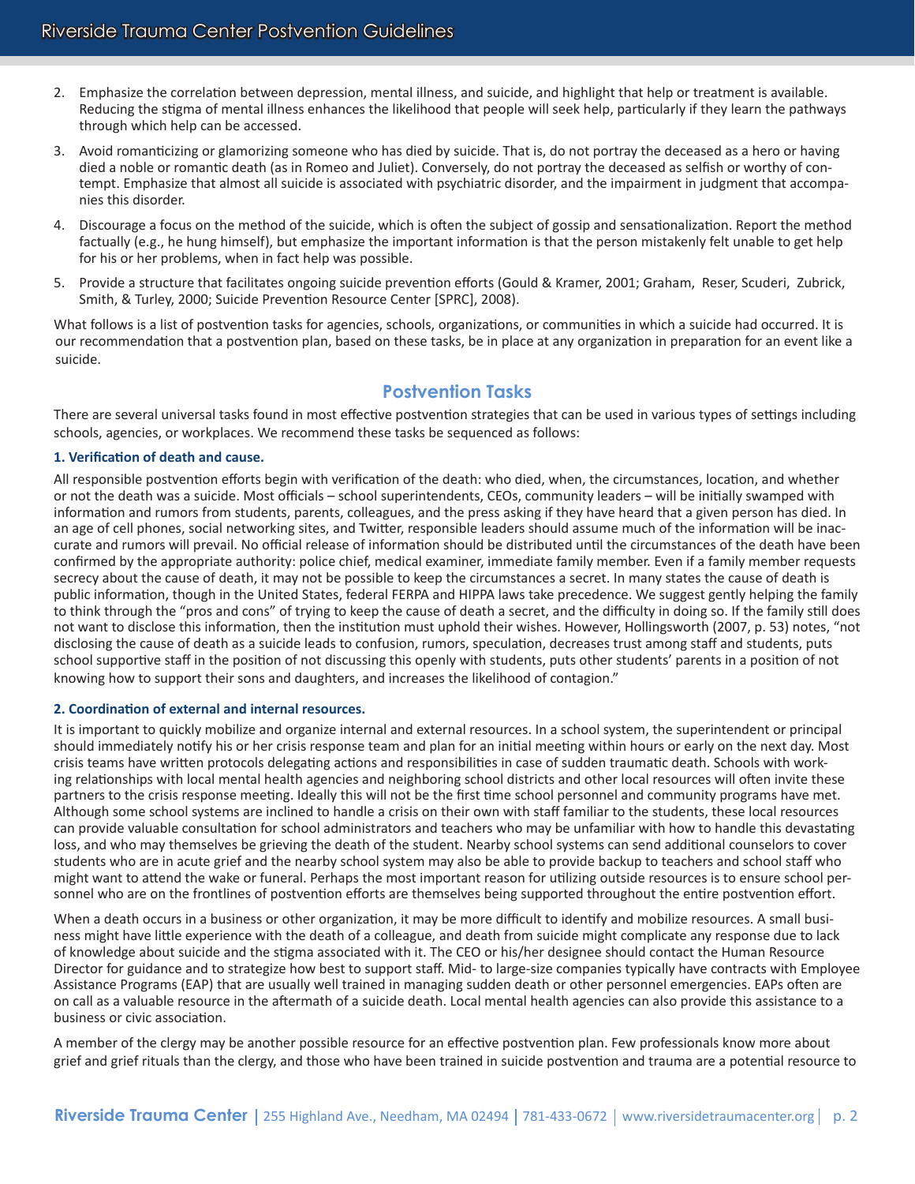2. Emphasize the correlation between depression, mental illness, and suicide, and highlight that help or treatment is available. Reducing the stigma of mental illness enhances the likelihood that people will seek help, particularly if they learn the pathways through which help can be accessed.
3. Avoid romanticizing or glamorizing someone who has died by suicide. That is, do not portray the deceased as a hero or having died a noble or romantic death (as in Romeo and Juliet). Conversely, do not portray the deceased as selfish or worthy of contempt. Emphasize that almost all suicide is associated with psychiatric disorder, and the impairment in judgment that accompanies this disorder.
4. Discourage a focus on the method of the suicide, which is often the subject of gossip and sensationalization. Report the method factually (e.g., he hung himself), but emphasize the important information is that the person mistakenly felt unable to get help for his or her problems, when in fact help was possible.
5. Provide a structure that facilitates ongoing suicide prevention efforts (Gould & Kramer, 2001; Graham, Reser, Scuderi, Zubrick, Smith, & Turley, 2000; Suicide Prevention Resource Center [SPRC], 2008).

What follows is a list of postvention tasks for agencies, schools, organizations, or communities in which a suicide had occurred. It is our recommendation that a postvention plan, based on these tasks, be in place at any organization in preparation for an event like a suicide.

## Postvention Tasks

There are several universal tasks found in most effective postvention strategies that can be used in various types of settings including schools, agencies, or workplaces. We recommend these tasks be sequenced as follows:

### 1. Verification of death and cause.

All responsible postvention efforts begin with verification of the death: who died, when, the circumstances, location, and whether or not the death was a suicide. Most officials – school superintendents, CEOs, community leaders – will be initially swamped with information and rumors from students, parents, colleagues, and the press asking if they have heard that a given person has died. In an age of cell phones, social networking sites, and Twitter, responsible leaders should assume much of the information will be inaccurate and rumors will prevail. No official release of information should be distributed until the circumstances of the death have been confirmed by the appropriate authority: police chief, medical examiner, immediate family member. Even if a family member requests secrecy about the cause of death, it may not be possible to keep the circumstances a secret. In many states the cause of death is public information, though in the United States, federal FERPA and HIPPA laws take precedence. We suggest gently helping the family to think through the "pros and cons" of trying to keep the cause of death a secret, and the difficulty in doing so. If the family still does not want to disclose this information, then the institution must uphold their wishes. However, Hollingsworth (2007, p. 53) notes, "not disclosing the cause of death as a suicide leads to confusion, rumors, speculation, decreases trust among staff and students, puts school supportive staff in the position of not discussing this openly with students, puts other students' parents in a position of not knowing how to support their sons and daughters, and increases the likelihood of contagion."

### 2. Coordination of external and internal resources.

It is important to quickly mobilize and organize internal and external resources. In a school system, the superintendent or principal should immediately notify his or her crisis response team and plan for an initial meeting within hours or early on the next day. Most crisis teams have written protocols delegating actions and responsibilities in case of sudden traumatic death. Schools with working relationships with local mental health agencies and neighboring school districts and other local resources will often invite these partners to the crisis response meeting. Ideally this will not be the first time school personnel and community programs have met. Although some school systems are inclined to handle a crisis on their own with staff familiar to the students, these local resources can provide valuable consultation for school administrators and teachers who may be unfamiliar with how to handle this devastating loss, and who may themselves be grieving the death of the student. Nearby school systems can send additional counselors to cover students who are in acute grief and the nearby school system may also be able to provide backup to teachers and school staff who might want to attend the wake or funeral. Perhaps the most important reason for utilizing outside resources is to ensure school personnel who are on the frontlines of postvention efforts are themselves being supported throughout the entire postvention effort.

When a death occurs in a business or other organization, it may be more difficult to identify and mobilize resources. A small business might have little experience with the death of a colleague, and death from suicide might complicate any response due to lack of knowledge about suicide and the stigma associated with it. The CEO or his/her designee should contact the Human Resource Director for guidance and to strategize how best to support staff. Mid- to large-size companies typically have contracts with Employee Assistance Programs (EAP) that are usually well trained in managing sudden death or other personnel emergencies. EAPs often are on call as a valuable resource in the aftermath of a suicide death. Local mental health agencies can also provide this assistance to a business or civic association.

A member of the clergy may be another possible resource for an effective postvention plan. Few professionals know more about grief and grief rituals than the clergy, and those who have been trained in suicide postvention and trauma are a potential resource to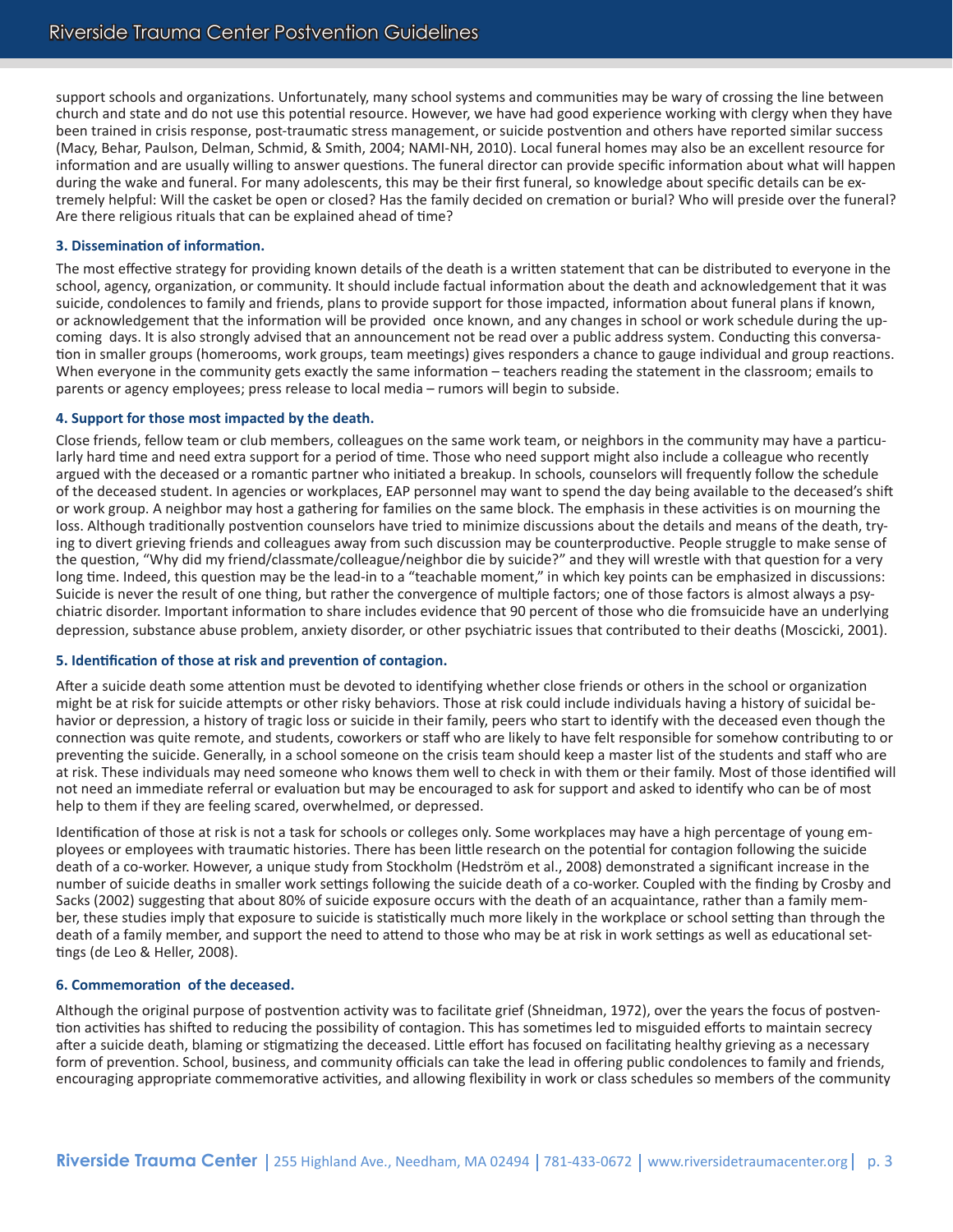support schools and organizations. Unfortunately, many school systems and communities may be wary of crossing the line between church and state and do not use this potential resource. However, we have had good experience working with clergy when they have been trained in crisis response, post-traumatic stress management, or suicide postvention and others have reported similar success (Macy, Behar, Paulson, Delman, Schmid, & Smith, 2004; NAMI-NH, 2010). Local funeral homes may also be an excellent resource for information and are usually willing to answer questions. The funeral director can provide specific information about what will happen during the wake and funeral. For many adolescents, this may be their first funeral, so knowledge about specific details can be extremely helpful: Will the casket be open or closed? Has the family decided on cremation or burial? Who will preside over the funeral? Are there religious rituals that can be explained ahead of time?

**3. Dissemination of information.**

The most effective strategy for providing known details of the death is a written statement that can be distributed to everyone in the school, agency, organization, or community. It should include factual information about the death and acknowledgement that it was suicide, condolences to family and friends, plans to provide support for those impacted, information about funeral plans if known, or acknowledgement that the information will be provided once known, and any changes in school or work schedule during the upcoming days. It is also strongly advised that an announcement not be read over a public address system. Conducting this conversation in smaller groups (homerooms, work groups, team meetings) gives responders a chance to gauge individual and group reactions. When everyone in the community gets exactly the same information – teachers reading the statement in the classroom; emails to parents or agency employees; press release to local media – rumors will begin to subside.

**4. Support for those most impacted by the death.**

Close friends, fellow team or club members, colleagues on the same work team, or neighbors in the community may have a particularly hard time and need extra support for a period of time. Those who need support might also include a colleague who recently argued with the deceased or a romantic partner who initiated a breakup. In schools, counselors will frequently follow the schedule of the deceased student. In agencies or workplaces, EAP personnel may want to spend the day being available to the deceased's shift or work group. A neighbor may host a gathering for families on the same block. The emphasis in these activities is on mourning the loss. Although traditionally postvention counselors have tried to minimize discussions about the details and means of the death, trying to divert grieving friends and colleagues away from such discussion may be counterproductive. People struggle to make sense of the question, "Why did my friend/classmate/colleague/neighbor die by suicide?" and they will wrestle with that question for a very long time. Indeed, this question may be the lead-in to a "teachable moment," in which key points can be emphasized in discussions: Suicide is never the result of one thing, but rather the convergence of multiple factors; one of those factors is almost always a psychiatric disorder. Important information to share includes evidence that 90 percent of those who die fromsuicide have an underlying depression, substance abuse problem, anxiety disorder, or other psychiatric issues that contributed to their deaths (Moscicki, 2001).

**5. Identification of those at risk and prevention of contagion.**

After a suicide death some attention must be devoted to identifying whether close friends or others in the school or organization might be at risk for suicide attempts or other risky behaviors. Those at risk could include individuals having a history of suicidal behavior or depression, a history of tragic loss or suicide in their family, peers who start to identify with the deceased even though the connection was quite remote, and students, coworkers or staff who are likely to have felt responsible for somehow contributing to or preventing the suicide. Generally, in a school someone on the crisis team should keep a master list of the students and staff who are at risk. These individuals may need someone who knows them well to check in with them or their family. Most of those identified will not need an immediate referral or evaluation but may be encouraged to ask for support and asked to identify who can be of most help to them if they are feeling scared, overwhelmed, or depressed.

Identification of those at risk is not a task for schools or colleges only. Some workplaces may have a high percentage of young employees or employees with traumatic histories. There has been little research on the potential for contagion following the suicide death of a co-worker. However, a unique study from Stockholm (Hedström et al., 2008) demonstrated a significant increase in the number of suicide deaths in smaller work settings following the suicide death of a co-worker. Coupled with the finding by Crosby and Sacks (2002) suggesting that about 80% of suicide exposure occurs with the death of an acquaintance, rather than a family member, these studies imply that exposure to suicide is statistically much more likely in the workplace or school setting than through the death of a family member, and support the need to attend to those who may be at risk in work settings as well as educational settings (de Leo & Heller, 2008).

**6. Commemoration of the deceased.**

Although the original purpose of postvention activity was to facilitate grief (Shneidman, 1972), over the years the focus of postvention activities has shifted to reducing the possibility of contagion. This has sometimes led to misguided efforts to maintain secrecy after a suicide death, blaming or stigmatizing the deceased. Little effort has focused on facilitating healthy grieving as a necessary form of prevention. School, business, and community officials can take the lead in offering public condolences to family and friends, encouraging appropriate commemorative activities, and allowing flexibility in work or class schedules so members of the community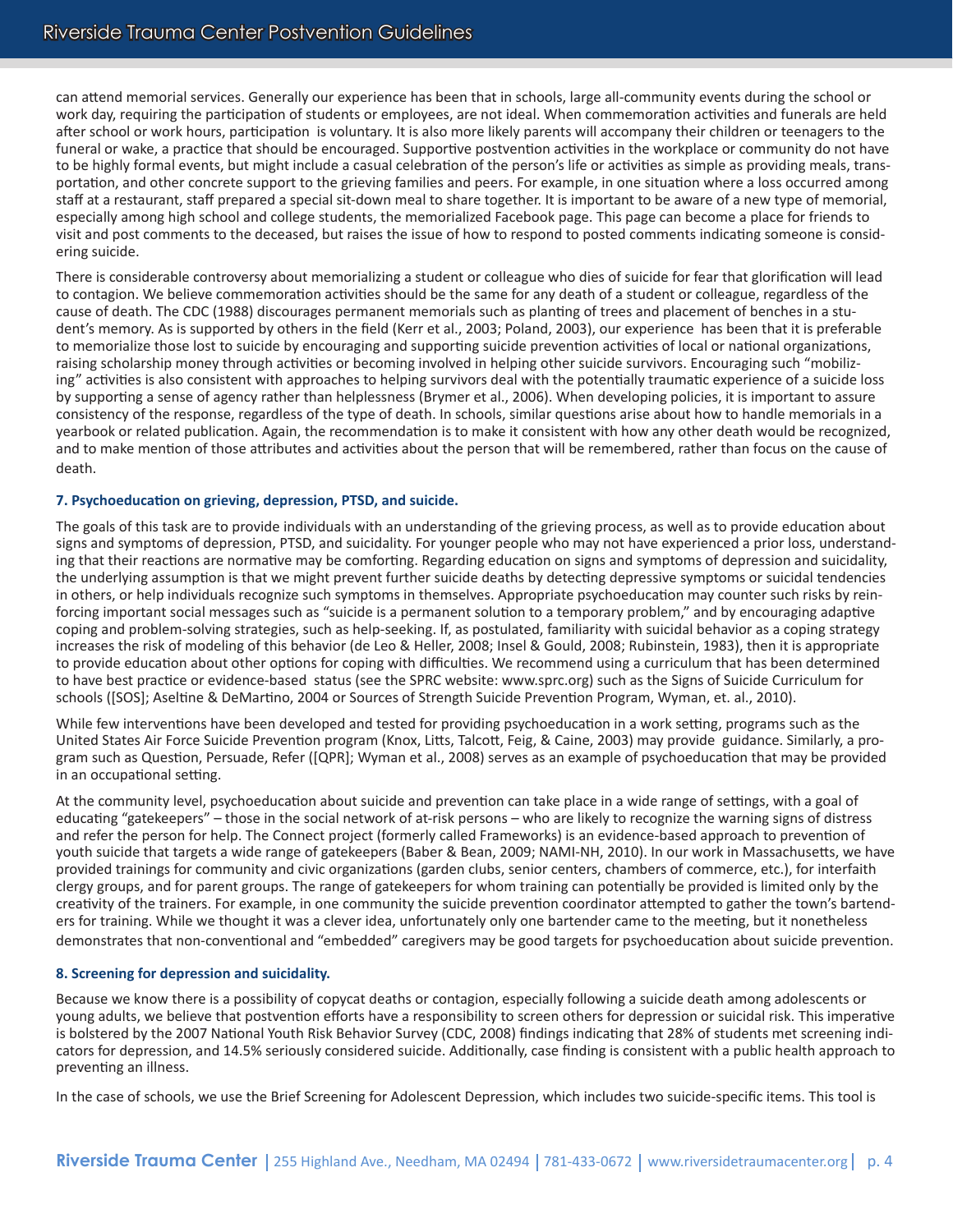can attend memorial services. Generally our experience has been that in schools, large all-community events during the school or work day, requiring the participation of students or employees, are not ideal. When commemoration activities and funerals are held after school or work hours, participation is voluntary. It is also more likely parents will accompany their children or teenagers to the funeral or wake, a practice that should be encouraged. Supportive postvention activities in the workplace or community do not have to be highly formal events, but might include a casual celebration of the person's life or activities as simple as providing meals, transportation, and other concrete support to the grieving families and peers. For example, in one situation where a loss occurred among staff at a restaurant, staff prepared a special sit-down meal to share together. It is important to be aware of a new type of memorial, especially among high school and college students, the memorialized Facebook page. This page can become a place for friends to visit and post comments to the deceased, but raises the issue of how to respond to posted comments indicating someone is considering suicide.

There is considerable controversy about memorializing a student or colleague who dies of suicide for fear that glorification will lead to contagion. We believe commemoration activities should be the same for any death of a student or colleague, regardless of the cause of death. The CDC (1988) discourages permanent memorials such as planting of trees and placement of benches in a student's memory. As is supported by others in the field (Kerr et al., 2003; Poland, 2003), our experience has been that it is preferable to memorialize those lost to suicide by encouraging and supporting suicide prevention activities of local or national organizations, raising scholarship money through activities or becoming involved in helping other suicide survivors. Encouraging such "mobilizing" activities is also consistent with approaches to helping survivors deal with the potentially traumatic experience of a suicide loss by supporting a sense of agency rather than helplessness (Brymer et al., 2006). When developing policies, it is important to assure consistency of the response, regardless of the type of death. In schools, similar questions arise about how to handle memorials in a yearbook or related publication. Again, the recommendation is to make it consistent with how any other death would be recognized, and to make mention of those attributes and activities about the person that will be remembered, rather than focus on the cause of death.

### 7. Psychoeducation on grieving, depression, PTSD, and suicide.

The goals of this task are to provide individuals with an understanding of the grieving process, as well as to provide education about signs and symptoms of depression, PTSD, and suicidality. For younger people who may not have experienced a prior loss, understanding that their reactions are normative may be comforting. Regarding education on signs and symptoms of depression and suicidality, the underlying assumption is that we might prevent further suicide deaths by detecting depressive symptoms or suicidal tendencies in others, or help individuals recognize such symptoms in themselves. Appropriate psychoeducation may counter such risks by reinforcing important social messages such as "suicide is a permanent solution to a temporary problem," and by encouraging adaptive coping and problem-solving strategies, such as help-seeking. If, as postulated, familiarity with suicidal behavior as a coping strategy increases the risk of modeling of this behavior (de Leo & Heller, 2008; Insel & Gould, 2008; Rubinstein, 1983), then it is appropriate to provide education about other options for coping with difficulties. We recommend using a curriculum that has been determined to have best practice or evidence-based status (see the SPRC website: www.sprc.org) such as the Signs of Suicide Curriculum for schools ([SOS]; Aseltine & DeMartino, 2004 or Sources of Strength Suicide Prevention Program, Wyman, et. al., 2010).

While few interventions have been developed and tested for providing psychoeducation in a work setting, programs such as the United States Air Force Suicide Prevention program (Knox, Litts, Talcott, Feig, & Caine, 2003) may provide guidance. Similarly, a program such as Question, Persuade, Refer ([QPR]; Wyman et al., 2008) serves as an example of psychoeducation that may be provided in an occupational setting.

At the community level, psychoeducation about suicide and prevention can take place in a wide range of settings, with a goal of educating "gatekeepers" – those in the social network of at-risk persons – who are likely to recognize the warning signs of distress and refer the person for help. The Connect project (formerly called Frameworks) is an evidence-based approach to prevention of youth suicide that targets a wide range of gatekeepers (Baber & Bean, 2009; NAMI-NH, 2010). In our work in Massachusetts, we have provided trainings for community and civic organizations (garden clubs, senior centers, chambers of commerce, etc.), for interfaith clergy groups, and for parent groups. The range of gatekeepers for whom training can potentially be provided is limited only by the creativity of the trainers. For example, in one community the suicide prevention coordinator attempted to gather the town's bartenders for training. While we thought it was a clever idea, unfortunately only one bartender came to the meeting, but it nonetheless demonstrates that non-conventional and "embedded" caregivers may be good targets for psychoeducation about suicide prevention.

### 8. Screening for depression and suicidality.

Because we know there is a possibility of copycat deaths or contagion, especially following a suicide death among adolescents or young adults, we believe that postvention efforts have a responsibility to screen others for depression or suicidal risk. This imperative is bolstered by the 2007 National Youth Risk Behavior Survey (CDC, 2008) findings indicating that 28% of students met screening indicators for depression, and 14.5% seriously considered suicide. Additionally, case finding is consistent with a public health approach to preventing an illness.

In the case of schools, we use the Brief Screening for Adolescent Depression, which includes two suicide-specific items. This tool is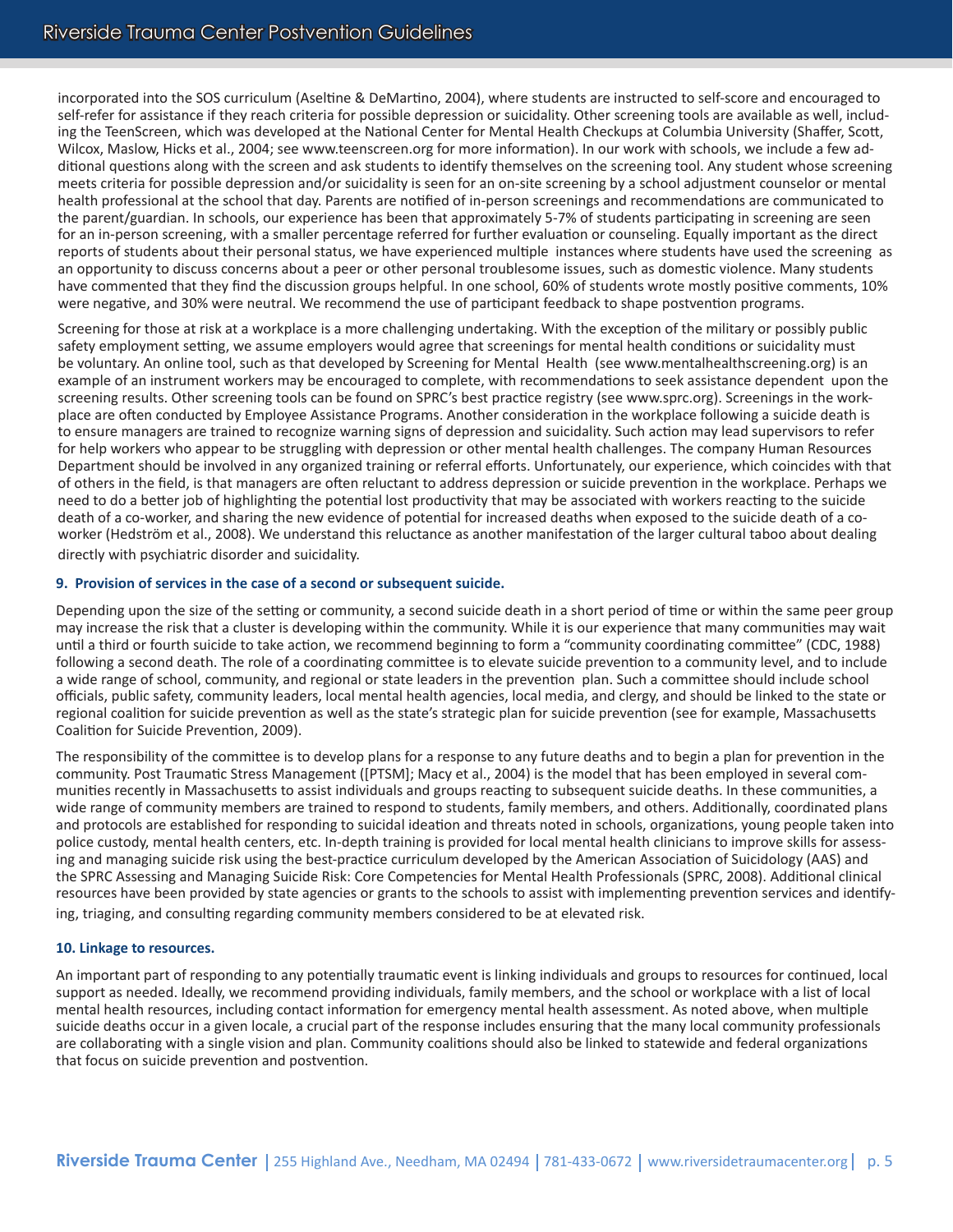incorporated into the SOS curriculum (Aseltine & DeMartino, 2004), where students are instructed to self-score and encouraged to self-refer for assistance if they reach criteria for possible depression or suicidality. Other screening tools are available as well, including the TeenScreen, which was developed at the National Center for Mental Health Checkups at Columbia University (Shaffer, Scott, Wilcox, Maslow, Hicks et al., 2004; see www.teenscreen.org for more information). In our work with schools, we include a few additional questions along with the screen and ask students to identify themselves on the screening tool. Any student whose screening meets criteria for possible depression and/or suicidality is seen for an on-site screening by a school adjustment counselor or mental health professional at the school that day. Parents are notified of in-person screenings and recommendations are communicated to the parent/guardian. In schools, our experience has been that approximately 5-7% of students participating in screening are seen for an in-person screening, with a smaller percentage referred for further evaluation or counseling. Equally important as the direct reports of students about their personal status, we have experienced multiple instances where students have used the screening as an opportunity to discuss concerns about a peer or other personal troublesome issues, such as domestic violence. Many students have commented that they find the discussion groups helpful. In one school, 60% of students wrote mostly positive comments, 10% were negative, and 30% were neutral. We recommend the use of participant feedback to shape postvention programs.

Screening for those at risk at a workplace is a more challenging undertaking. With the exception of the military or possibly public safety employment setting, we assume employers would agree that screenings for mental health conditions or suicidality must be voluntary. An online tool, such as that developed by Screening for Mental Health (see www.mentalhealthscreening.org) is an example of an instrument workers may be encouraged to complete, with recommendations to seek assistance dependent upon the screening results. Other screening tools can be found on SPRC's best practice registry (see www.sprc.org). Screenings in the workplace are often conducted by Employee Assistance Programs. Another consideration in the workplace following a suicide death is to ensure managers are trained to recognize warning signs of depression and suicidality. Such action may lead supervisors to refer for help workers who appear to be struggling with depression or other mental health challenges. The company Human Resources Department should be involved in any organized training or referral efforts. Unfortunately, our experience, which coincides with that of others in the field, is that managers are often reluctant to address depression or suicide prevention in the workplace. Perhaps we need to do a better job of highlighting the potential lost productivity that may be associated with workers reacting to the suicide death of a co-worker, and sharing the new evidence of potential for increased deaths when exposed to the suicide death of a co-worker (Hedström et al., 2008). We understand this reluctance as another manifestation of the larger cultural taboo about dealing directly with psychiatric disorder and suicidality.

#### 9. Provision of services in the case of a second or subsequent suicide.

Depending upon the size of the setting or community, a second suicide death in a short period of time or within the same peer group may increase the risk that a cluster is developing within the community. While it is our experience that many communities may wait until a third or fourth suicide to take action, we recommend beginning to form a "community coordinating committee" (CDC, 1988) following a second death. The role of a coordinating committee is to elevate suicide prevention to a community level, and to include a wide range of school, community, and regional or state leaders in the prevention plan. Such a committee should include school officials, public safety, community leaders, local mental health agencies, local media, and clergy, and should be linked to the state or regional coalition for suicide prevention as well as the state's strategic plan for suicide prevention (see for example, Massachusetts Coalition for Suicide Prevention, 2009).

The responsibility of the committee is to develop plans for a response to any future deaths and to begin a plan for prevention in the community. Post Traumatic Stress Management ([PTSM]; Macy et al., 2004) is the model that has been employed in several communities recently in Massachusetts to assist individuals and groups reacting to subsequent suicide deaths. In these communities, a wide range of community members are trained to respond to students, family members, and others. Additionally, coordinated plans and protocols are established for responding to suicidal ideation and threats noted in schools, organizations, young people taken into police custody, mental health centers, etc. In-depth training is provided for local mental health clinicians to improve skills for assessing and managing suicide risk using the best-practice curriculum developed by the American Association of Suicidology (AAS) and the SPRC Assessing and Managing Suicide Risk: Core Competencies for Mental Health Professionals (SPRC, 2008). Additional clinical resources have been provided by state agencies or grants to the schools to assist with implementing prevention services and identifying, triaging, and consulting regarding community members considered to be at elevated risk.

#### 10. Linkage to resources.

An important part of responding to any potentially traumatic event is linking individuals and groups to resources for continued, local support as needed. Ideally, we recommend providing individuals, family members, and the school or workplace with a list of local mental health resources, including contact information for emergency mental health assessment. As noted above, when multiple suicide deaths occur in a given locale, a crucial part of the response includes ensuring that the many local community professionals are collaborating with a single vision and plan. Community coalitions should also be linked to statewide and federal organizations that focus on suicide prevention and postvention.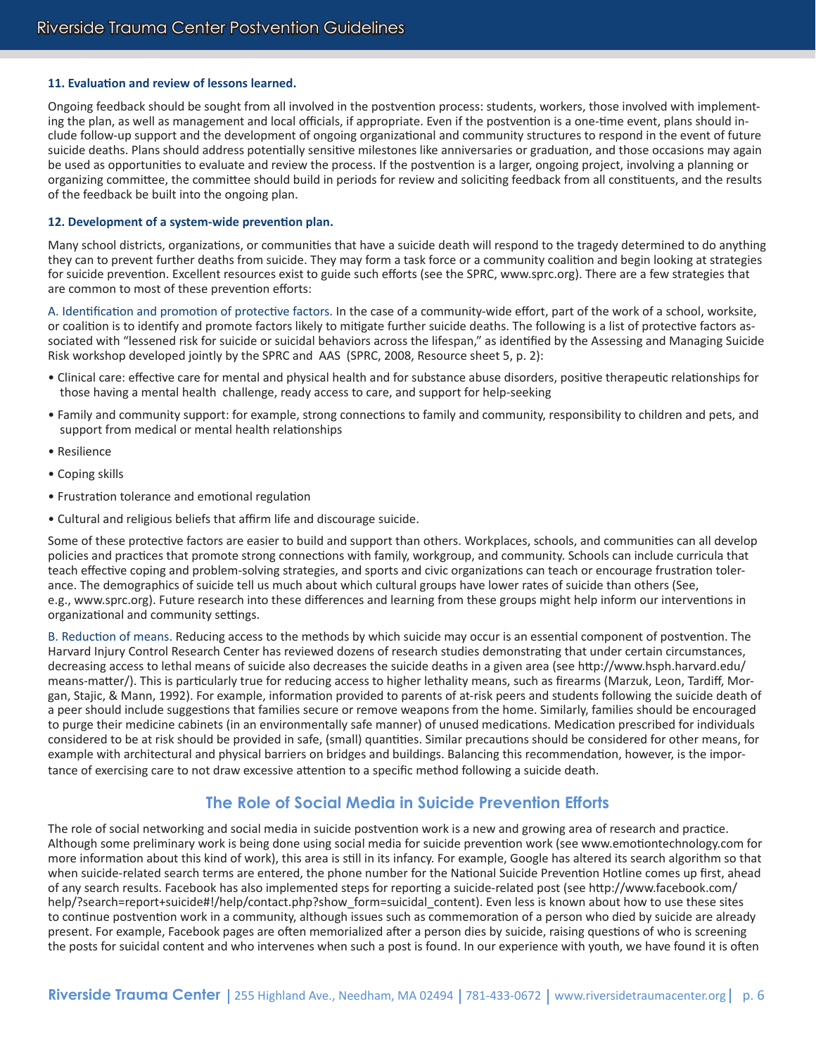**11. Evaluation and review of lessons learned.**

Ongoing feedback should be sought from all involved in the postvention process: students, workers, those involved with implementing the plan, as well as management and local officials, if appropriate. Even if the postvention is a one-time event, plans should include follow-up support and the development of ongoing organizational and community structures to respond in the event of future suicide deaths. Plans should address potentially sensitive milestones like anniversaries or graduation, and those occasions may again be used as opportunities to evaluate and review the process. If the postvention is a larger, ongoing project, involving a planning or organizing committee, the committee should build in periods for review and soliciting feedback from all constituents, and the results of the feedback be built into the ongoing plan.

**12. Development of a system-wide prevention plan.**

Many school districts, organizations, or communities that have a suicide death will respond to the tragedy determined to do anything they can to prevent further deaths from suicide. They may form a task force or a community coalition and begin looking at strategies for suicide prevention. Excellent resources exist to guide such efforts (see the SPRC, www.sprc.org). There are a few strategies that are common to most of these prevention efforts:

A. Identification and promotion of protective factors. In the case of a community-wide effort, part of the work of a school, worksite, or coalition is to identify and promote factors likely to mitigate further suicide deaths. The following is a list of protective factors associated with "lessened risk for suicide or suicidal behaviors across the lifespan," as identified by the Assessing and Managing Suicide Risk workshop developed jointly by the SPRC and AAS (SPRC, 2008, Resource sheet 5, p. 2):

- Clinical care: effective care for mental and physical health and for substance abuse disorders, positive therapeutic relationships for those having a mental health challenge, ready access to care, and support for help-seeking
- Family and community support: for example, strong connections to family and community, responsibility to children and pets, and support from medical or mental health relationships
- Resilience
- Coping skills
- Frustration tolerance and emotional regulation
- Cultural and religious beliefs that affirm life and discourage suicide.

Some of these protective factors are easier to build and support than others. Workplaces, schools, and communities can all develop policies and practices that promote strong connections with family, workgroup, and community. Schools can include curricula that teach effective coping and problem-solving strategies, and sports and civic organizations can teach or encourage frustration tolerance. The demographics of suicide tell us much about which cultural groups have lower rates of suicide than others (See, e.g., www.sprc.org). Future research into these differences and learning from these groups might help inform our interventions in organizational and community settings.

B. Reduction of means. Reducing access to the methods by which suicide may occur is an essential component of postvention. The Harvard Injury Control Research Center has reviewed dozens of research studies demonstrating that under certain circumstances, decreasing access to lethal means of suicide also decreases the suicide deaths in a given area (see http://www.hsph.harvard.edu/means-matter/). This is particularly true for reducing access to higher lethality means, such as firearms (Marzuk, Leon, Tardiff, Morgan, Stajic, & Mann, 1992). For example, information provided to parents of at-risk peers and students following the suicide death of a peer should include suggestions that families secure or remove weapons from the home. Similarly, families should be encouraged to purge their medicine cabinets (in an environmentally safe manner) of unused medications. Medication prescribed for individuals considered to be at risk should be provided in safe, (small) quantities. Similar precautions should be considered for other means, for example with architectural and physical barriers on bridges and buildings. Balancing this recommendation, however, is the importance of exercising care to not draw excessive attention to a specific method following a suicide death.

## The Role of Social Media in Suicide Prevention Efforts

The role of social networking and social media in suicide postvention work is a new and growing area of research and practice. Although some preliminary work is being done using social media for suicide prevention work (see www.emotiontechnology.com for more information about this kind of work), this area is still in its infancy. For example, Google has altered its search algorithm so that when suicide-related search terms are entered, the phone number for the National Suicide Prevention Hotline comes up first, ahead of any search results. Facebook has also implemented steps for reporting a suicide-related post (see http://www.facebook.com/help/?search=report+suicide#!/help/contact.php?show_form=suicidal_content). Even less is known about how to use these sites to continue postvention work in a community, although issues such as commemoration of a person who died by suicide are already present. For example, Facebook pages are often memorialized after a person dies by suicide, raising questions of who is screening the posts for suicidal content and who intervenes when such a post is found. In our experience with youth, we have found it is often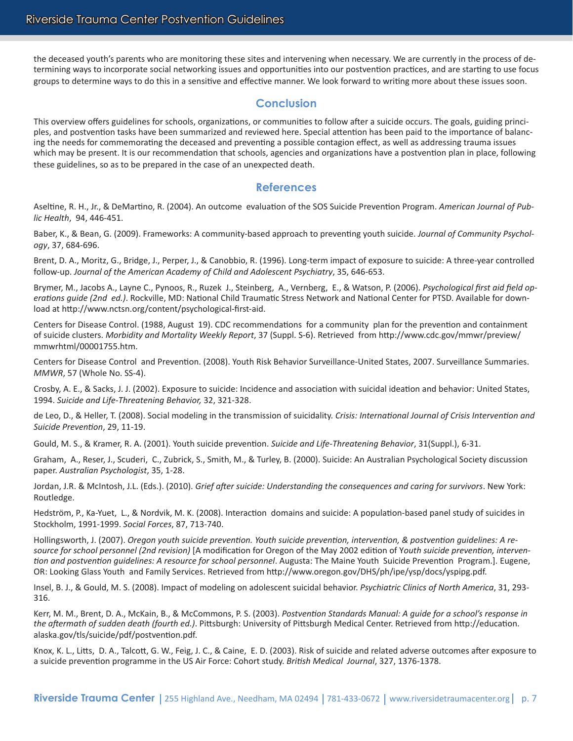the deceased youth's parents who are monitoring these sites and intervening when necessary. We are currently in the process of determining ways to incorporate social networking issues and opportunities into our postvention practices, and are starting to use focus groups to determine ways to do this in a sensitive and effective manner. We look forward to writing more about these issues soon.

## Conclusion

This overview offers guidelines for schools, organizations, or communities to follow after a suicide occurs. The goals, guiding principles, and postvention tasks have been summarized and reviewed here. Special attention has been paid to the importance of balancing the needs for commemorating the deceased and preventing a possible contagion effect, as well as addressing trauma issues which may be present. It is our recommendation that schools, agencies and organizations have a postvention plan in place, following these guidelines, so as to be prepared in the case of an unexpected death.

## References

Aseltine, R. H., Jr., & DeMartino, R. (2004). An outcome evaluation of the SOS Suicide Prevention Program. *American Journal of Public Health*, 94, 446-451.

Baber, K., & Bean, G. (2009). Frameworks: A community-based approach to preventing youth suicide. *Journal of Community Psychology*, 37, 684-696.

Brent, D. A., Moritz, G., Bridge, J., Perper, J., & Canobbio, R. (1996). Long-term impact of exposure to suicide: A three-year controlled follow-up. *Journal of the American Academy of Child and Adolescent Psychiatry*, 35, 646-653.

Brymer, M., Jacobs A., Layne C., Pynoos, R., Ruzek J., Steinberg, A., Vernberg, E., & Watson, P. (2006). *Psychological first aid field operations guide (2nd ed.)*. Rockville, MD: National Child Traumatic Stress Network and National Center for PTSD. Available for download at http://www.nctsn.org/content/psychological-first-aid.

Centers for Disease Control. (1988, August 19). CDC recommendations for a community plan for the prevention and containment of suicide clusters. *Morbidity and Mortality Weekly Report*, 37 (Suppl. S-6). Retrieved from http://www.cdc.gov/mmwr/preview/mmwrhtml/00001755.htm.

Centers for Disease Control and Prevention. (2008). Youth Risk Behavior Surveillance-United States, 2007. Surveillance Summaries. *MMWR*, 57 (Whole No. SS-4).

Crosby, A. E., & Sacks, J. J. (2002). Exposure to suicide: Incidence and association with suicidal ideation and behavior: United States, 1994. *Suicide and Life-Threatening Behavior,* 32, 321-328.

de Leo, D., & Heller, T. (2008). Social modeling in the transmission of suicidality. *Crisis: International Journal of Crisis Intervention and Suicide Prevention*, 29, 11-19.

Gould, M. S., & Kramer, R. A. (2001). Youth suicide prevention. *Suicide and Life-Threatening Behavior*, 31(Suppl.), 6-31.

Graham, A., Reser, J., Scuderi, C., Zubrick, S., Smith, M., & Turley, B. (2000). Suicide: An Australian Psychological Society discussion paper. *Australian Psychologist*, 35, 1-28.

Jordan, J.R. & McIntosh, J.L. (Eds.). (2010). *Grief after suicide: Understanding the consequences and caring for survivors*. New York: Routledge.

Hedström, P., Ka-Yuet, L., & Nordvik, M. K. (2008). Interaction domains and suicide: A population-based panel study of suicides in Stockholm, 1991-1999. *Social Forces*, 87, 713-740.

Hollingsworth, J. (2007). *Oregon youth suicide prevention. Youth suicide prevention, intervention, & postvention guidelines: A resource for school personnel (2nd revision)* [A modification for Oregon of the May 2002 edition of Y*outh suicide prevention, intervention and postvention guidelines: A resource for school personnel*. Augusta: The Maine Youth Suicide Prevention Program.]. Eugene, OR: Looking Glass Youth and Family Services. Retrieved from http://www.oregon.gov/DHS/ph/ipe/ysp/docs/yspipg.pdf.

Insel, B. J., & Gould, M. S. (2008). Impact of modeling on adolescent suicidal behavior. *Psychiatric Clinics of North America*, 31, 293-316.

Kerr, M. M., Brent, D. A., McKain, B., & McCommons, P. S. (2003). *Postvention Standards Manual: A guide for a school's response in the aftermath of sudden death (fourth ed.)*. Pittsburgh: University of Pittsburgh Medical Center. Retrieved from http://education.alaska.gov/tls/suicide/pdf/postvention.pdf.

Knox, K. L., Litts, D. A., Talcott, G. W., Feig, J. C., & Caine, E. D. (2003). Risk of suicide and related adverse outcomes after exposure to a suicide prevention programme in the US Air Force: Cohort study. *British Medical Journal*, 327, 1376-1378.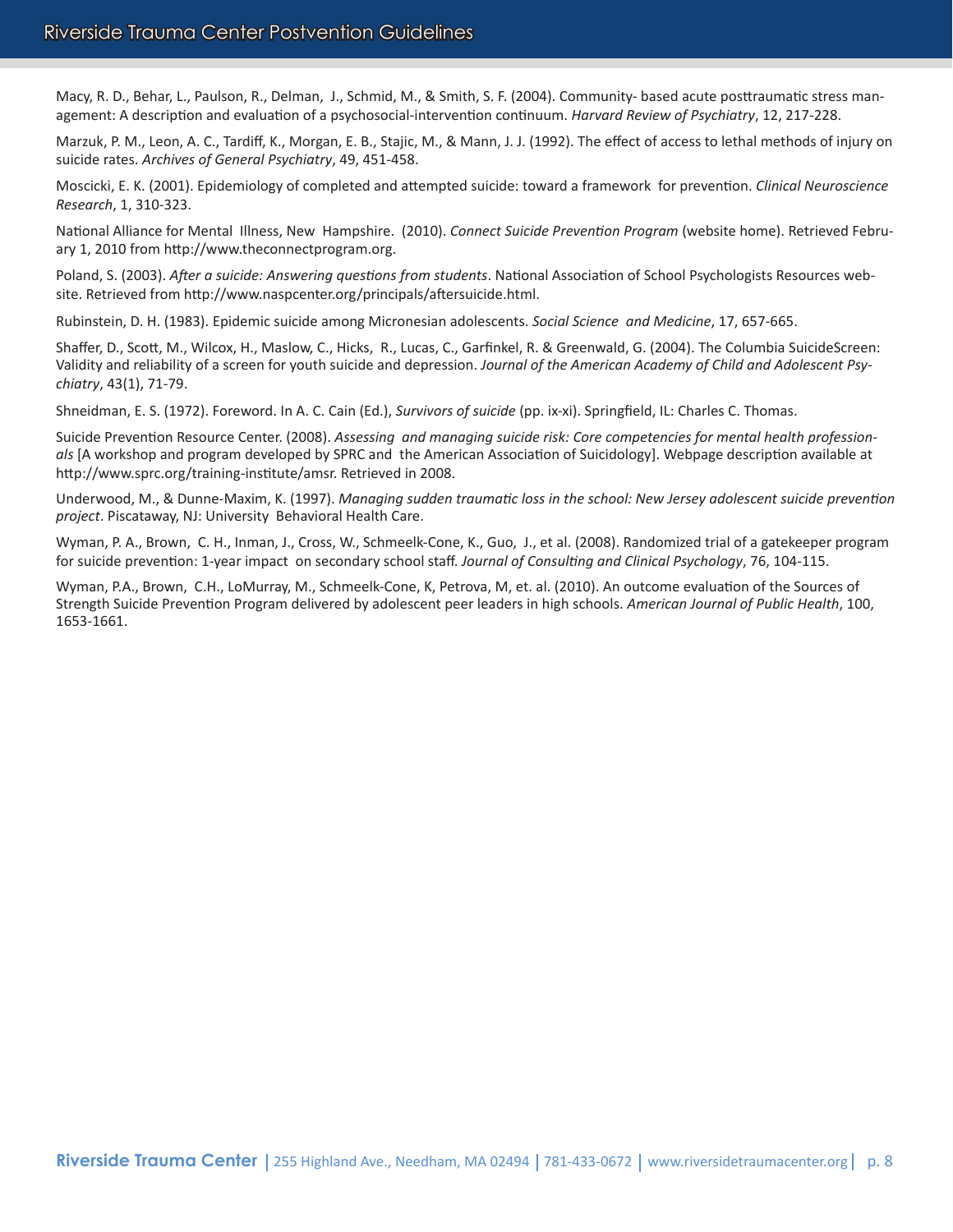Macy, R. D., Behar, L., Paulson, R., Delman, J., Schmid, M., & Smith, S. F. (2004). Community- based acute posttraumatic stress management: A description and evaluation of a psychosocial-intervention continuum. *Harvard Review of Psychiatry*, 12, 217-228.

Marzuk, P. M., Leon, A. C., Tardiff, K., Morgan, E. B., Stajic, M., & Mann, J. J. (1992). The effect of access to lethal methods of injury on suicide rates. *Archives of General Psychiatry*, 49, 451-458.

Moscicki, E. K. (2001). Epidemiology of completed and attempted suicide: toward a framework for prevention. *Clinical Neuroscience Research*, 1, 310-323.

National Alliance for Mental Illness, New Hampshire. (2010). *Connect Suicide Prevention Program* (website home). Retrieved February 1, 2010 from http://www.theconnectprogram.org.

Poland, S. (2003). *After a suicide: Answering questions from students*. National Association of School Psychologists Resources website. Retrieved from http://www.naspcenter.org/principals/aftersuicide.html.

Rubinstein, D. H. (1983). Epidemic suicide among Micronesian adolescents. *Social Science and Medicine*, 17, 657-665.

Shaffer, D., Scott, M., Wilcox, H., Maslow, C., Hicks, R., Lucas, C., Garfinkel, R. & Greenwald, G. (2004). The Columbia SuicideScreen: Validity and reliability of a screen for youth suicide and depression. *Journal of the American Academy of Child and Adolescent Psychiatry*, 43(1), 71-79.

Shneidman, E. S. (1972). Foreword. In A. C. Cain (Ed.), *Survivors of suicide* (pp. ix-xi). Springfield, IL: Charles C. Thomas.

Suicide Prevention Resource Center. (2008). *Assessing and managing suicide risk: Core competencies for mental health professionals* [A workshop and program developed by SPRC and the American Association of Suicidology]. Webpage description available at http://www.sprc.org/training-institute/amsr. Retrieved in 2008.

Underwood, M., & Dunne-Maxim, K. (1997). *Managing sudden traumatic loss in the school: New Jersey adolescent suicide prevention project*. Piscataway, NJ: University Behavioral Health Care.

Wyman, P. A., Brown, C. H., Inman, J., Cross, W., Schmeelk-Cone, K., Guo, J., et al. (2008). Randomized trial of a gatekeeper program for suicide prevention: 1-year impact on secondary school staff. *Journal of Consulting and Clinical Psychology*, 76, 104-115.

Wyman, P.A., Brown, C.H., LoMurray, M., Schmeelk-Cone, K, Petrova, M, et. al. (2010). An outcome evaluation of the Sources of Strength Suicide Prevention Program delivered by adolescent peer leaders in high schools. *American Journal of Public Health*, 100, 1653-1661.